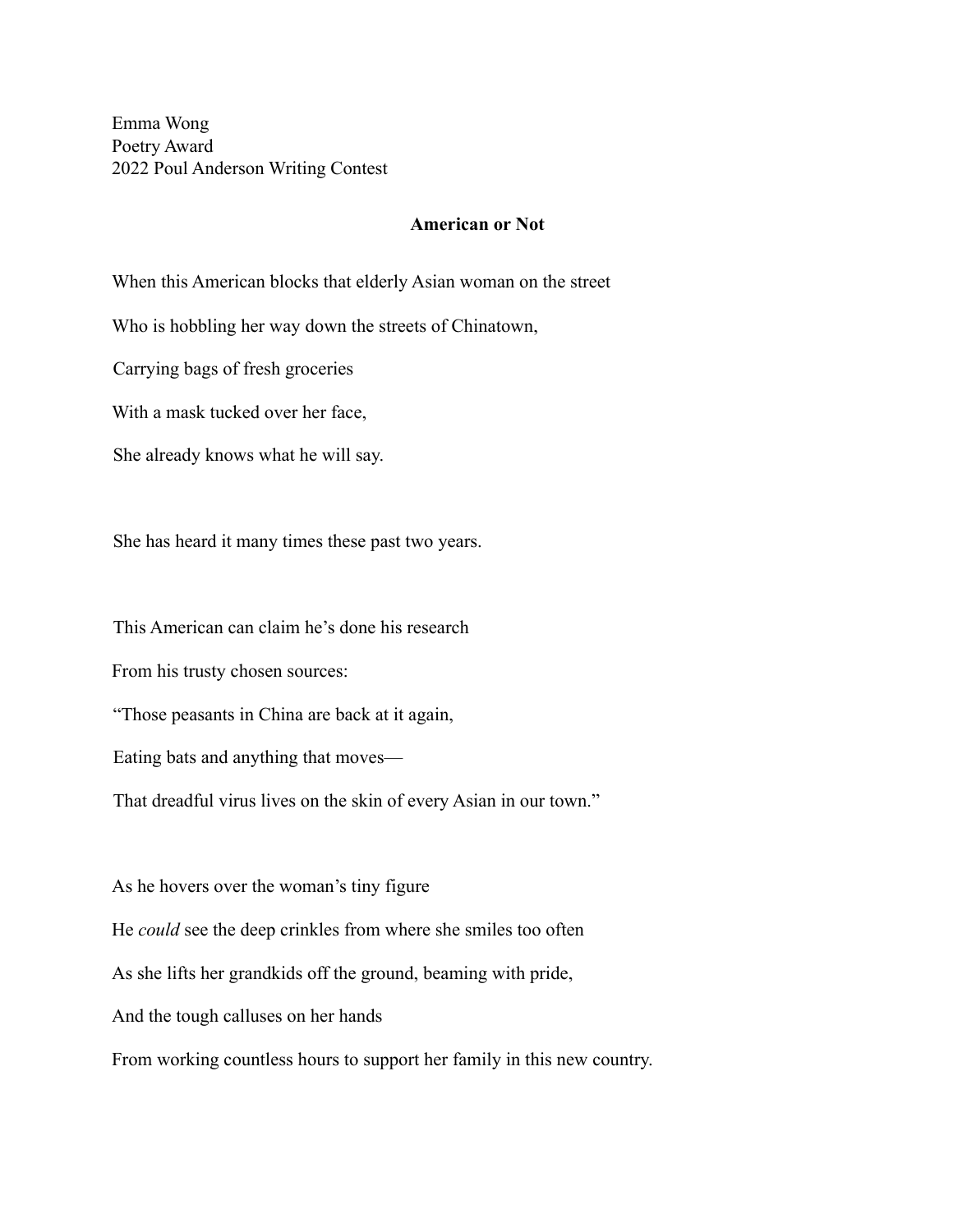Emma Wong
Poetry Award
2022 Poul Anderson Writing Contest

## American or Not

When this American blocks that elderly Asian woman on the street

Who is hobbling her way down the streets of Chinatown,

Carrying bags of fresh groceries

With a mask tucked over her face,

She already knows what he will say.

She has heard it many times these past two years.

This American can claim he's done his research

From his trusty chosen sources:

"Those peasants in China are back at it again,

Eating bats and anything that moves—

That dreadful virus lives on the skin of every Asian in our town."

As he hovers over the woman's tiny figure

He *could* see the deep crinkles from where she smiles too often

As she lifts her grandkids off the ground, beaming with pride,

And the tough calluses on her hands

From working countless hours to support her family in this new country.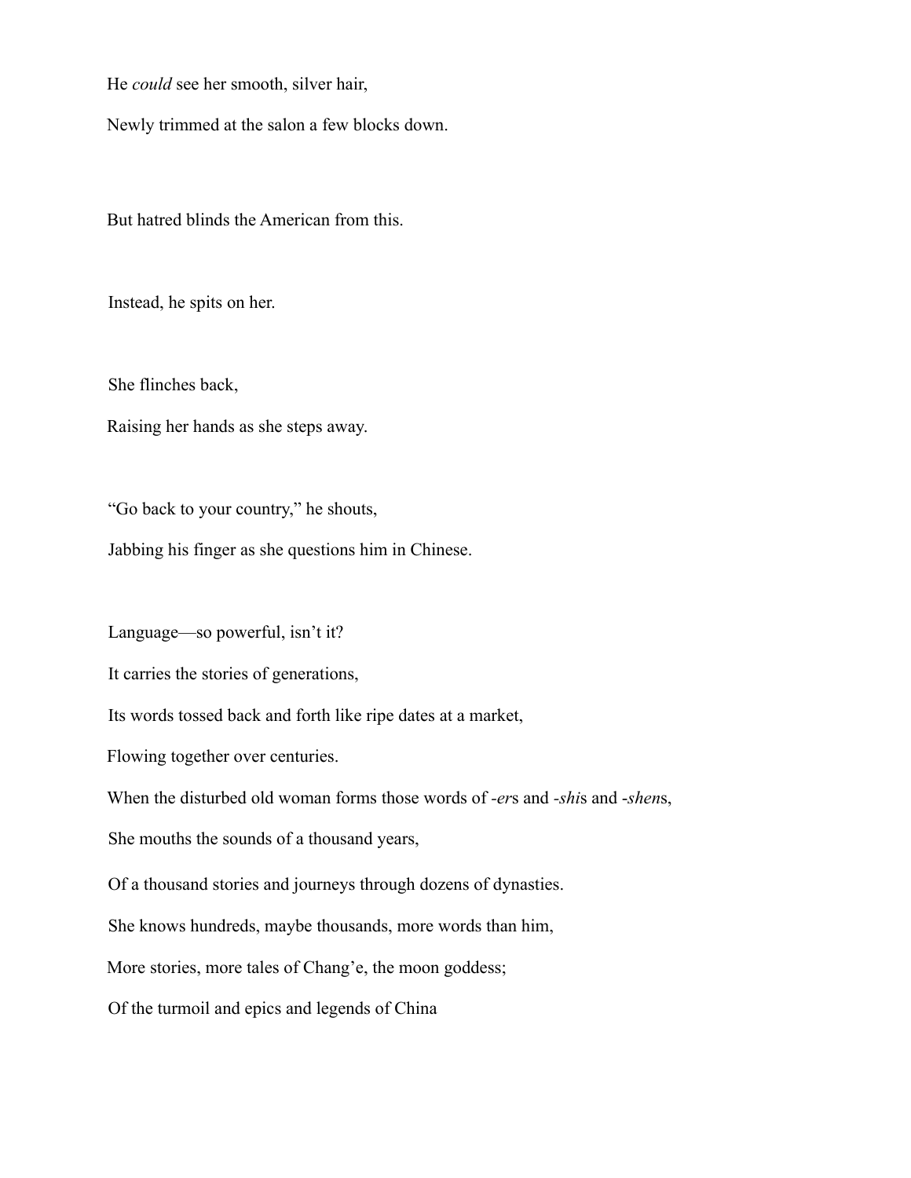He *could* see her smooth, silver hair,

Newly trimmed at the salon a few blocks down.

But hatred blinds the American from this.

Instead, he spits on her.

She flinches back,

Raising her hands as she steps away.

"Go back to your country," he shouts,

Jabbing his finger as she questions him in Chinese.

Language—so powerful, isn't it?

It carries the stories of generations,

Its words tossed back and forth like ripe dates at a market,

Flowing together over centuries.

When the disturbed old woman forms those words of *-er*s and *-shi*s and *-shen*s,

She mouths the sounds of a thousand years,

Of a thousand stories and journeys through dozens of dynasties.

She knows hundreds, maybe thousands, more words than him,

More stories, more tales of Chang'e, the moon goddess;

Of the turmoil and epics and legends of China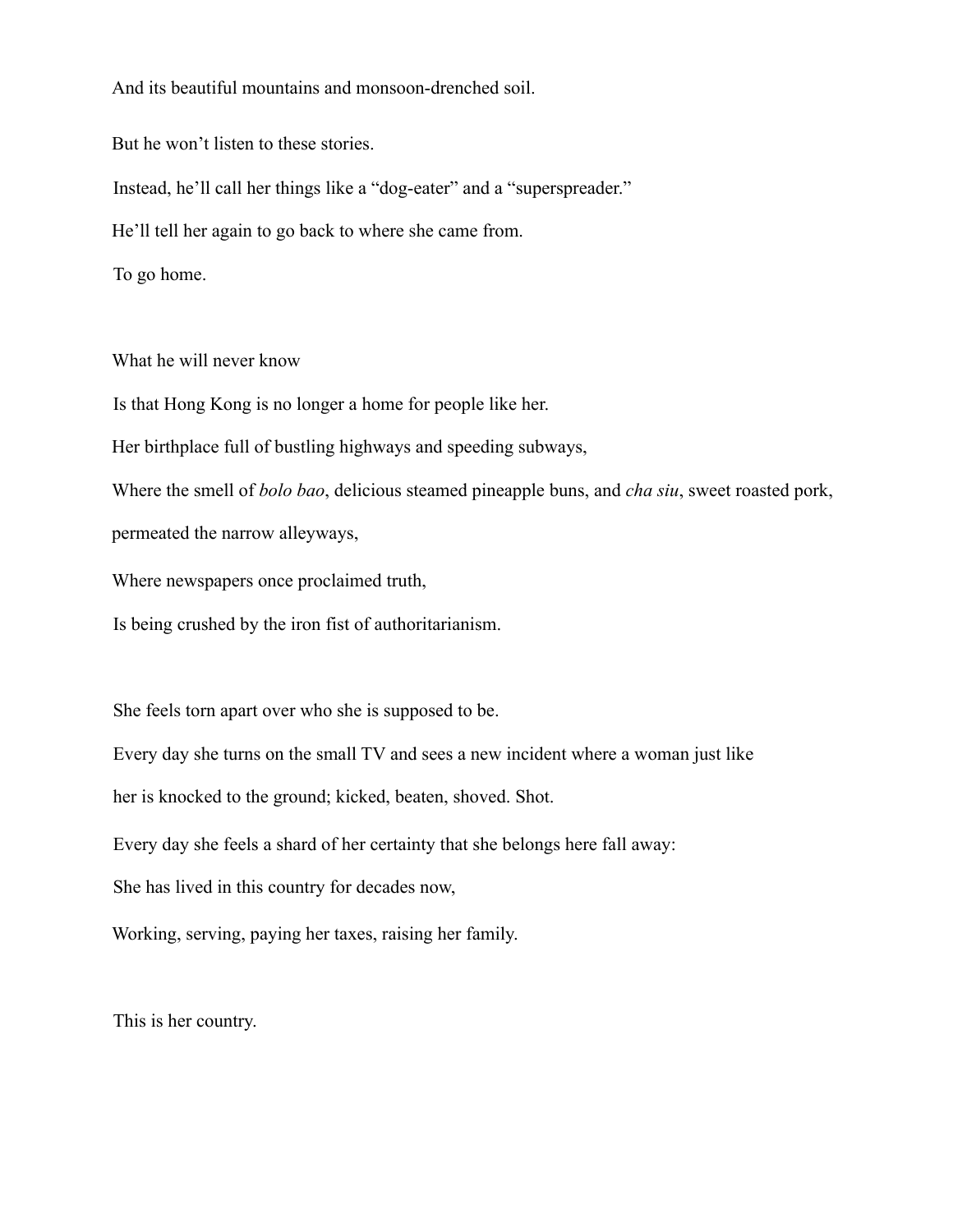And its beautiful mountains and monsoon-drenched soil.

But he won't listen to these stories.

Instead, he'll call her things like a "dog-eater" and a "superspreader."

He'll tell her again to go back to where she came from.

To go home.

What he will never know

Is that Hong Kong is no longer a home for people like her.

Her birthplace full of bustling highways and speeding subways,

Where the smell of *bolo bao*, delicious steamed pineapple buns, and *cha siu*, sweet roasted pork, permeated the narrow alleyways,

Where newspapers once proclaimed truth,

Is being crushed by the iron fist of authoritarianism.

She feels torn apart over who she is supposed to be.

Every day she turns on the small TV and sees a new incident where a woman just like her is knocked to the ground; kicked, beaten, shoved. Shot.

Every day she feels a shard of her certainty that she belongs here fall away:

She has lived in this country for decades now,

Working, serving, paying her taxes, raising her family.

This is her country.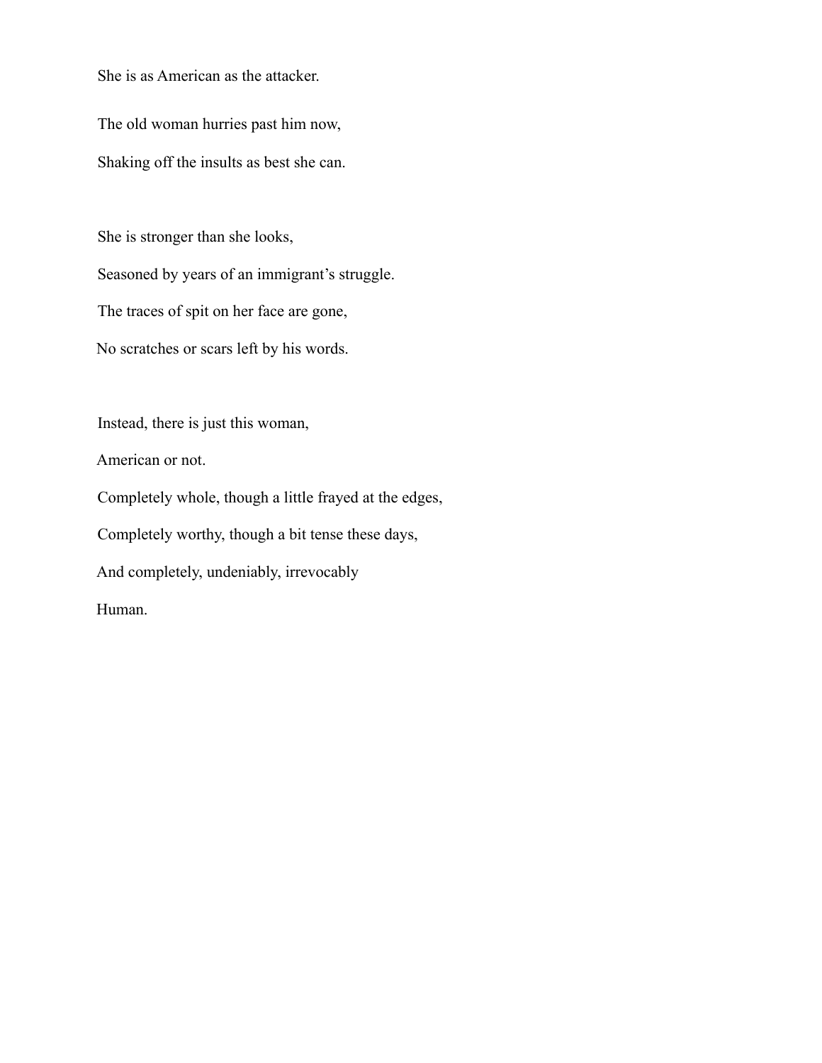She is as American as the attacker.

The old woman hurries past him now,

Shaking off the insults as best she can.

She is stronger than she looks,

Seasoned by years of an immigrant's struggle.

The traces of spit on her face are gone,

No scratches or scars left by his words.

Instead, there is just this woman,

American or not.

Completely whole, though a little frayed at the edges,

Completely worthy, though a bit tense these days,

And completely, undeniably, irrevocably

Human.